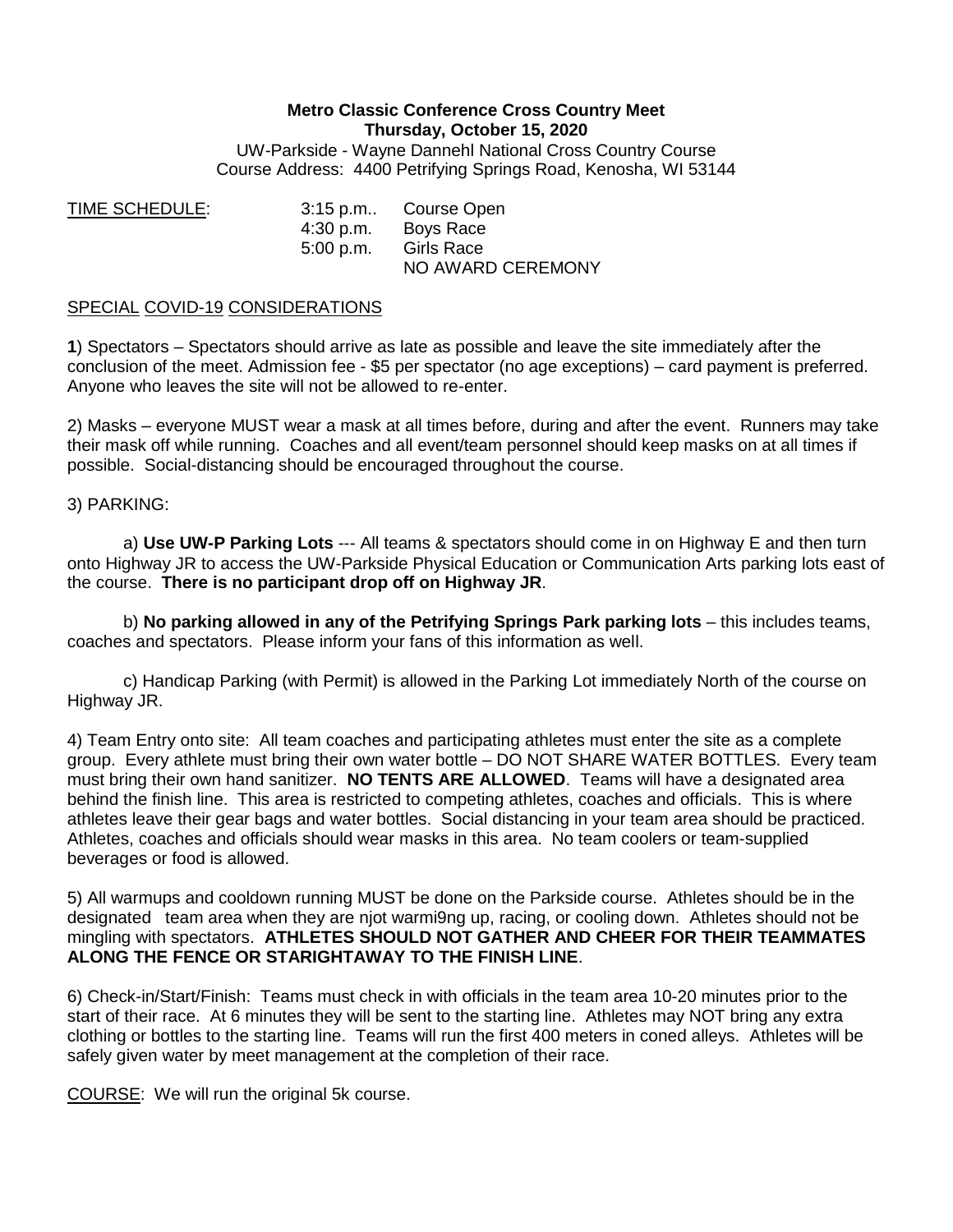**Metro Classic Conference Cross Country Meet**
**Thursday, October 15, 2020**

UW-Parkside - Wayne Dannehl National Cross Country Course
Course Address: 4400 Petrifying Springs Road, Kenosha, WI 53144

| TIME SCHEDULE: | | |
|---|---|---|
| | 3:15 p.m.. | Course Open |
| | 4:30 p.m. | Boys Race |
| | 5:00 p.m. | Girls Race |
| | | NO AWARD CEREMONY |

SPECIAL COVID-19 CONSIDERATIONS

**1**) Spectators – Spectators should arrive as late as possible and leave the site immediately after the conclusion of the meet. Admission fee - $5 per spectator (no age exceptions) – card payment is preferred. Anyone who leaves the site will not be allowed to re-enter.

2) Masks – everyone MUST wear a mask at all times before, during and after the event. Runners may take their mask off while running. Coaches and all event/team personnel should keep masks on at all times if possible. Social-distancing should be encouraged throughout the course.

3) PARKING:

a) **Use UW-P Parking Lots** --- All teams & spectators should come in on Highway E and then turn onto Highway JR to access the UW-Parkside Physical Education or Communication Arts parking lots east of the course. **There is no participant drop off on Highway JR**.

b) **No parking allowed in any of the Petrifying Springs Park parking lots** – this includes teams, coaches and spectators. Please inform your fans of this information as well.

c) Handicap Parking (with Permit) is allowed in the Parking Lot immediately North of the course on Highway JR.

4) Team Entry onto site: All team coaches and participating athletes must enter the site as a complete group. Every athlete must bring their own water bottle – DO NOT SHARE WATER BOTTLES. Every team must bring their own hand sanitizer. **NO TENTS ARE ALLOWED**. Teams will have a designated area behind the finish line. This area is restricted to competing athletes, coaches and officials. This is where athletes leave their gear bags and water bottles. Social distancing in your team area should be practiced. Athletes, coaches and officials should wear masks in this area. No team coolers or team-supplied beverages or food is allowed.

5) All warmups and cooldown running MUST be done on the Parkside course. Athletes should be in the designated team area when they are njot warmi9ng up, racing, or cooling down. Athletes should not be mingling with spectators. **ATHLETES SHOULD NOT GATHER AND CHEER FOR THEIR TEAMMATES ALONG THE FENCE OR STARIGHTAWAY TO THE FINISH LINE**.

6) Check-in/Start/Finish: Teams must check in with officials in the team area 10-20 minutes prior to the start of their race. At 6 minutes they will be sent to the starting line. Athletes may NOT bring any extra clothing or bottles to the starting line. Teams will run the first 400 meters in coned alleys. Athletes will be safely given water by meet management at the completion of their race.

COURSE: We will run the original 5k course.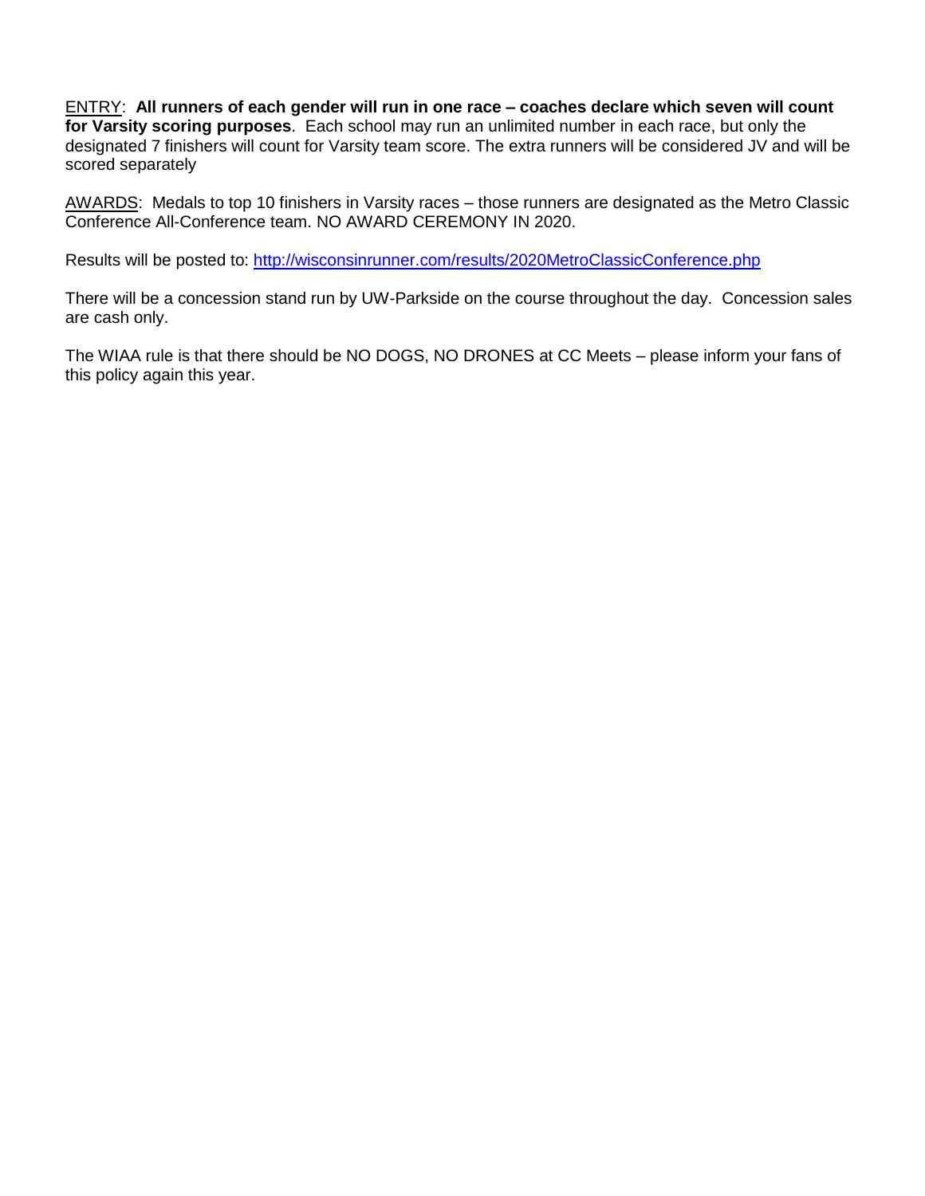ENTRY: **All runners of each gender will run in one race – coaches declare which seven will count for Varsity scoring purposes**. Each school may run an unlimited number in each race, but only the designated 7 finishers will count for Varsity team score. The extra runners will be considered JV and will be scored separately

AWARDS: Medals to top 10 finishers in Varsity races – those runners are designated as the Metro Classic Conference All-Conference team. NO AWARD CEREMONY IN 2020.

Results will be posted to: [http://wisconsinrunner.com/results/2020MetroClassicConference.php](http://wisconsinrunner.com/results/2020MetroClassicConference.php)

There will be a concession stand run by UW-Parkside on the course throughout the day. Concession sales are cash only.

The WIAA rule is that there should be NO DOGS, NO DRONES at CC Meets – please inform your fans of this policy again this year.